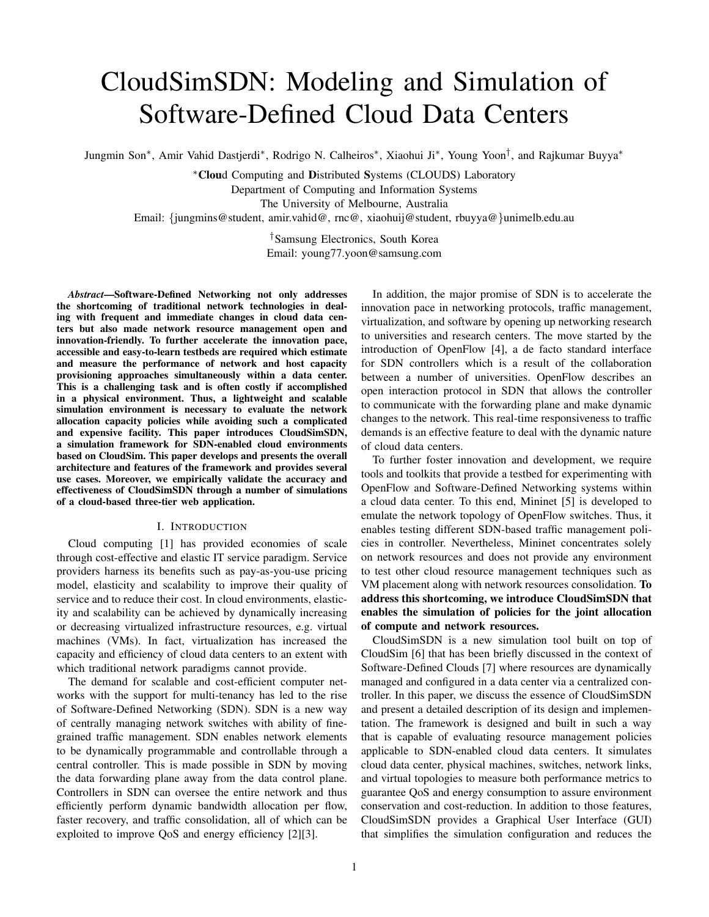# CloudSimSDN: Modeling and Simulation of Software-Defined Cloud Data Centers

Jungmin Son[*], Amir Vahid Dastjerdi[*], Rodrigo N. Calheiros[*], Xiaohui Ji[*], Young Yoon[†], and Rajkumar Buyya[*]

[*]**Clou**d Computing and **D**istributed **S**ystems (CLOUDS) Laboratory
Department of Computing and Information Systems
The University of Melbourne, Australia
Email: {jungmins@student, amir.vahid@, rnc@, xiaohuij@student, rbuyya@}unimelb.edu.au

[†]Samsung Electronics, South Korea
Email: young77.yoon@samsung.com

***Abstract*—Software-Defined Networking not only addresses the shortcoming of traditional network technologies in dealing with frequent and immediate changes in cloud data centers but also made network resource management open and innovation-friendly. To further accelerate the innovation pace, accessible and easy-to-learn testbeds are required which estimate and measure the performance of network and host capacity provisioning approaches simultaneously within a data center. This is a challenging task and is often costly if accomplished in a physical environment. Thus, a lightweight and scalable simulation environment is necessary to evaluate the network allocation capacity policies while avoiding such a complicated and expensive facility. This paper introduces CloudSimSDN, a simulation framework for SDN-enabled cloud environments based on CloudSim. This paper develops and presents the overall architecture and features of the framework and provides several use cases. Moreover, we empirically validate the accuracy and effectiveness of CloudSimSDN through a number of simulations of a cloud-based three-tier web application.**

## I. Introduction

Cloud computing [1] has provided economies of scale through cost-effective and elastic IT service paradigm. Service providers harness its benefits such as pay-as-you-use pricing model, elasticity and scalability to improve their quality of service and to reduce their cost. In cloud environments, elasticity and scalability can be achieved by dynamically increasing or decreasing virtualized infrastructure resources, e.g. virtual machines (VMs). In fact, virtualization has increased the capacity and efficiency of cloud data centers to an extent with which traditional network paradigms cannot provide.

The demand for scalable and cost-efficient computer networks with the support for multi-tenancy has led to the rise of Software-Defined Networking (SDN). SDN is a new way of centrally managing network switches with ability of fine-grained traffic management. SDN enables network elements to be dynamically programmable and controllable through a central controller. This is made possible in SDN by moving the data forwarding plane away from the data control plane. Controllers in SDN can oversee the entire network and thus efficiently perform dynamic bandwidth allocation per flow, faster recovery, and traffic consolidation, all of which can be exploited to improve QoS and energy efficiency [2][3].

In addition, the major promise of SDN is to accelerate the innovation pace in networking protocols, traffic management, virtualization, and software by opening up networking research to universities and research centers. The move started by the introduction of OpenFlow [4], a de facto standard interface for SDN controllers which is a result of the collaboration between a number of universities. OpenFlow describes an open interaction protocol in SDN that allows the controller to communicate with the forwarding plane and make dynamic changes to the network. This real-time responsiveness to traffic demands is an effective feature to deal with the dynamic nature of cloud data centers.

To further foster innovation and development, we require tools and toolkits that provide a testbed for experimenting with OpenFlow and Software-Defined Networking systems within a cloud data center. To this end, Mininet [5] is developed to emulate the network topology of OpenFlow switches. Thus, it enables testing different SDN-based traffic management policies in controller. Nevertheless, Mininet concentrates solely on network resources and does not provide any environment to test other cloud resource management techniques such as VM placement along with network resources consolidation. **To address this shortcoming, we introduce CloudSimSDN that enables the simulation of policies for the joint allocation of compute and network resources.**

CloudSimSDN is a new simulation tool built on top of CloudSim [6] that has been briefly discussed in the context of Software-Defined Clouds [7] where resources are dynamically managed and configured in a data center via a centralized controller. In this paper, we discuss the essence of CloudSimSDN and present a detailed description of its design and implementation. The framework is designed and built in such a way that is capable of evaluating resource management policies applicable to SDN-enabled cloud data centers. It simulates cloud data center, physical machines, switches, network links, and virtual topologies to measure both performance metrics to guarantee QoS and energy consumption to assure environment conservation and cost-reduction. In addition to those features, CloudSimSDN provides a Graphical User Interface (GUI) that simplifies the simulation configuration and reduces the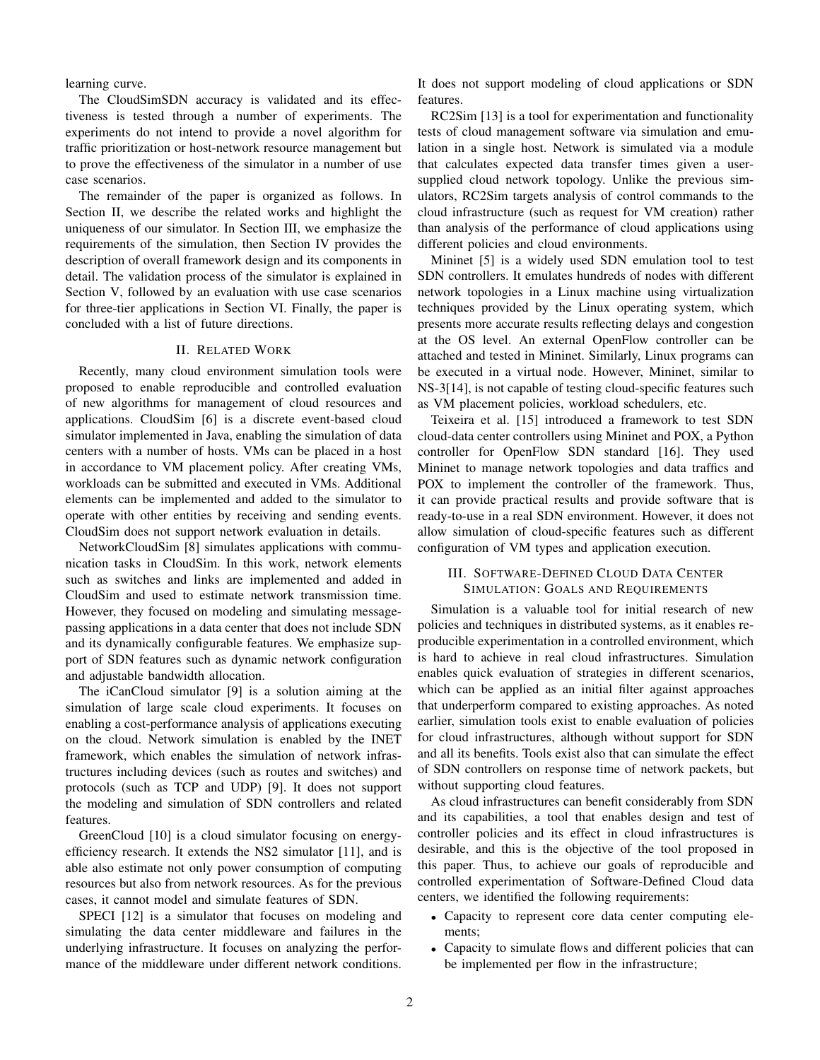learning curve.

The CloudSimSDN accuracy is validated and its effectiveness is tested through a number of experiments. The experiments do not intend to provide a novel algorithm for traffic prioritization or host-network resource management but to prove the effectiveness of the simulator in a number of use case scenarios.

The remainder of the paper is organized as follows. In Section II, we describe the related works and highlight the uniqueness of our simulator. In Section III, we emphasize the requirements of the simulation, then Section IV provides the description of overall framework design and its components in detail. The validation process of the simulator is explained in Section V, followed by an evaluation with use case scenarios for three-tier applications in Section VI. Finally, the paper is concluded with a list of future directions.

## II. Related Work

Recently, many cloud environment simulation tools were proposed to enable reproducible and controlled evaluation of new algorithms for management of cloud resources and applications. CloudSim [6] is a discrete event-based cloud simulator implemented in Java, enabling the simulation of data centers with a number of hosts. VMs can be placed in a host in accordance to VM placement policy. After creating VMs, workloads can be submitted and executed in VMs. Additional elements can be implemented and added to the simulator to operate with other entities by receiving and sending events. CloudSim does not support network evaluation in details.

NetworkCloudSim [8] simulates applications with communication tasks in CloudSim. In this work, network elements such as switches and links are implemented and added in CloudSim and used to estimate network transmission time. However, they focused on modeling and simulating message-passing applications in a data center that does not include SDN and its dynamically configurable features. We emphasize support of SDN features such as dynamic network configuration and adjustable bandwidth allocation.

The iCanCloud simulator [9] is a solution aiming at the simulation of large scale cloud experiments. It focuses on enabling a cost-performance analysis of applications executing on the cloud. Network simulation is enabled by the INET framework, which enables the simulation of network infrastructures including devices (such as routes and switches) and protocols (such as TCP and UDP) [9]. It does not support the modeling and simulation of SDN controllers and related features.

GreenCloud [10] is a cloud simulator focusing on energy-efficiency research. It extends the NS2 simulator [11], and is able also estimate not only power consumption of computing resources but also from network resources. As for the previous cases, it cannot model and simulate features of SDN.

SPECI [12] is a simulator that focuses on modeling and simulating the data center middleware and failures in the underlying infrastructure. It focuses on analyzing the performance of the middleware under different network conditions. It does not support modeling of cloud applications or SDN features.

RC2Sim [13] is a tool for experimentation and functionality tests of cloud management software via simulation and emulation in a single host. Network is simulated via a module that calculates expected data transfer times given a user-supplied cloud network topology. Unlike the previous simulators, RC2Sim targets analysis of control commands to the cloud infrastructure (such as request for VM creation) rather than analysis of the performance of cloud applications using different policies and cloud environments.

Mininet [5] is a widely used SDN emulation tool to test SDN controllers. It emulates hundreds of nodes with different network topologies in a Linux machine using virtualization techniques provided by the Linux operating system, which presents more accurate results reflecting delays and congestion at the OS level. An external OpenFlow controller can be attached and tested in Mininet. Similarly, Linux programs can be executed in a virtual node. However, Mininet, similar to NS-3[14], is not capable of testing cloud-specific features such as VM placement policies, workload schedulers, etc.

Teixeira et al. [15] introduced a framework to test SDN cloud-data center controllers using Mininet and POX, a Python controller for OpenFlow SDN standard [16]. They used Mininet to manage network topologies and data traffics and POX to implement the controller of the framework. Thus, it can provide practical results and provide software that is ready-to-use in a real SDN environment. However, it does not allow simulation of cloud-specific features such as different configuration of VM types and application execution.

## III. Software-Defined Cloud Data Center Simulation: Goals and Requirements

Simulation is a valuable tool for initial research of new policies and techniques in distributed systems, as it enables reproducible experimentation in a controlled environment, which is hard to achieve in real cloud infrastructures. Simulation enables quick evaluation of strategies in different scenarios, which can be applied as an initial filter against approaches that underperform compared to existing approaches. As noted earlier, simulation tools exist to enable evaluation of policies for cloud infrastructures, although without support for SDN and all its benefits. Tools exist also that can simulate the effect of SDN controllers on response time of network packets, but without supporting cloud features.

As cloud infrastructures can benefit considerably from SDN and its capabilities, a tool that enables design and test of controller policies and its effect in cloud infrastructures is desirable, and this is the objective of the tool proposed in this paper. Thus, to achieve our goals of reproducible and controlled experimentation of Software-Defined Cloud data centers, we identified the following requirements:

- Capacity to represent core data center computing elements;
- Capacity to simulate flows and different policies that can be implemented per flow in the infrastructure;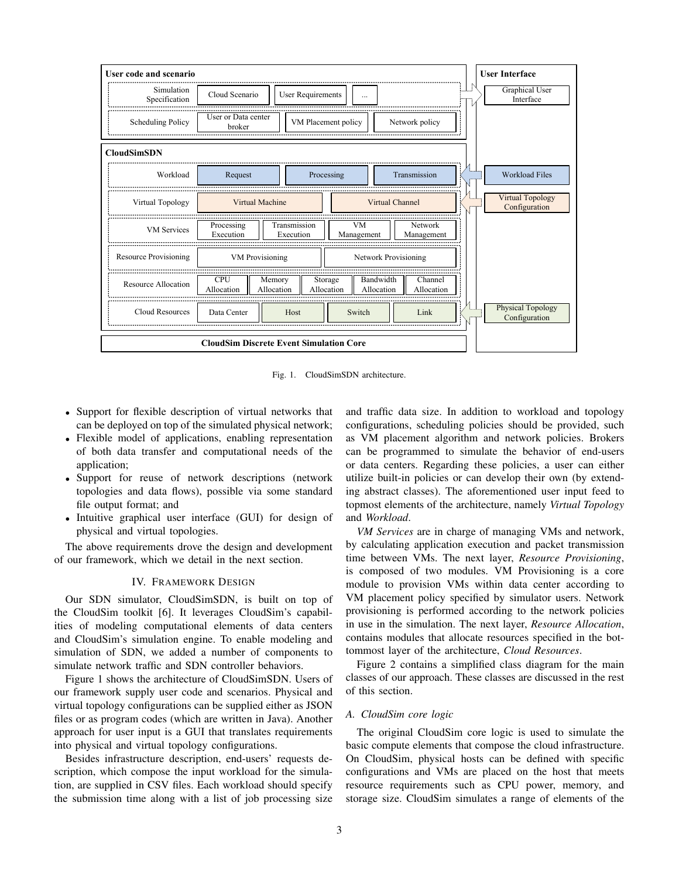User code and scenario

Simulation Specification: Cloud Scenario, User Requirements, ...

Scheduling Policy: User or Data center broker, VM Placement policy, Network policy

CloudSimSDN

Workload: Request, Processing, Transmission

Virtual Topology: Virtual Machine, Virtual Channel

VM Services: Processing Execution, Transmission Execution, VM Management, Network Management

Resource Provisioning: VM Provisioning, Network Provisioning

Resource Allocation: CPU Allocation, Memory Allocation, Storage Allocation, Bandwidth Allocation, Channel Allocation

Cloud Resources: Data Center, Host, Switch, Link

CloudSim Discrete Event Simulation Core

User Interface

Graphical User Interface

Workload Files

Virtual Topology Configuration

Physical Topology Configuration

Fig. 1. CloudSimSDN architecture.

- Support for flexible description of virtual networks that can be deployed on top of the simulated physical network;
- Flexible model of applications, enabling representation of both data transfer and computational needs of the application;
- Support for reuse of network descriptions (network topologies and data flows), possible via some standard file output format; and
- Intuitive graphical user interface (GUI) for design of physical and virtual topologies.

The above requirements drove the design and development of our framework, which we detail in the next section.

## IV. Framework Design

Our SDN simulator, CloudSimSDN, is built on top of the CloudSim toolkit [6]. It leverages CloudSim's capabilities of modeling computational elements of data centers and CloudSim's simulation engine. To enable modeling and simulation of SDN, we added a number of components to simulate network traffic and SDN controller behaviors.

Figure 1 shows the architecture of CloudSimSDN. Users of our framework supply user code and scenarios. Physical and virtual topology configurations can be supplied either as JSON files or as program codes (which are written in Java). Another approach for user input is a GUI that translates requirements into physical and virtual topology configurations.

Besides infrastructure description, end-users' requests description, which compose the input workload for the simulation, are supplied in CSV files. Each workload should specify the submission time along with a list of job processing size and traffic data size. In addition to workload and topology configurations, scheduling policies should be provided, such as VM placement algorithm and network policies. Brokers can be programmed to simulate the behavior of end-users or data centers. Regarding these policies, a user can either utilize built-in policies or can develop their own (by extending abstract classes). The aforementioned user input feed to topmost elements of the architecture, namely *Virtual Topology* and *Workload*.

*VM Services* are in charge of managing VMs and network, by calculating application execution and packet transmission time between VMs. The next layer, *Resource Provisioning*, is composed of two modules. VM Provisioning is a core module to provision VMs within data center according to VM placement policy specified by simulator users. Network provisioning is performed according to the network policies in use in the simulation. The next layer, *Resource Allocation*, contains modules that allocate resources specified in the bottommost layer of the architecture, *Cloud Resources*.

Figure 2 contains a simplified class diagram for the main classes of our approach. These classes are discussed in the rest of this section.

### A. CloudSim core logic

The original CloudSim core logic is used to simulate the basic compute elements that compose the cloud infrastructure. On CloudSim, physical hosts can be defined with specific configurations and VMs are placed on the host that meets resource requirements such as CPU power, memory, and storage size. CloudSim simulates a range of elements of the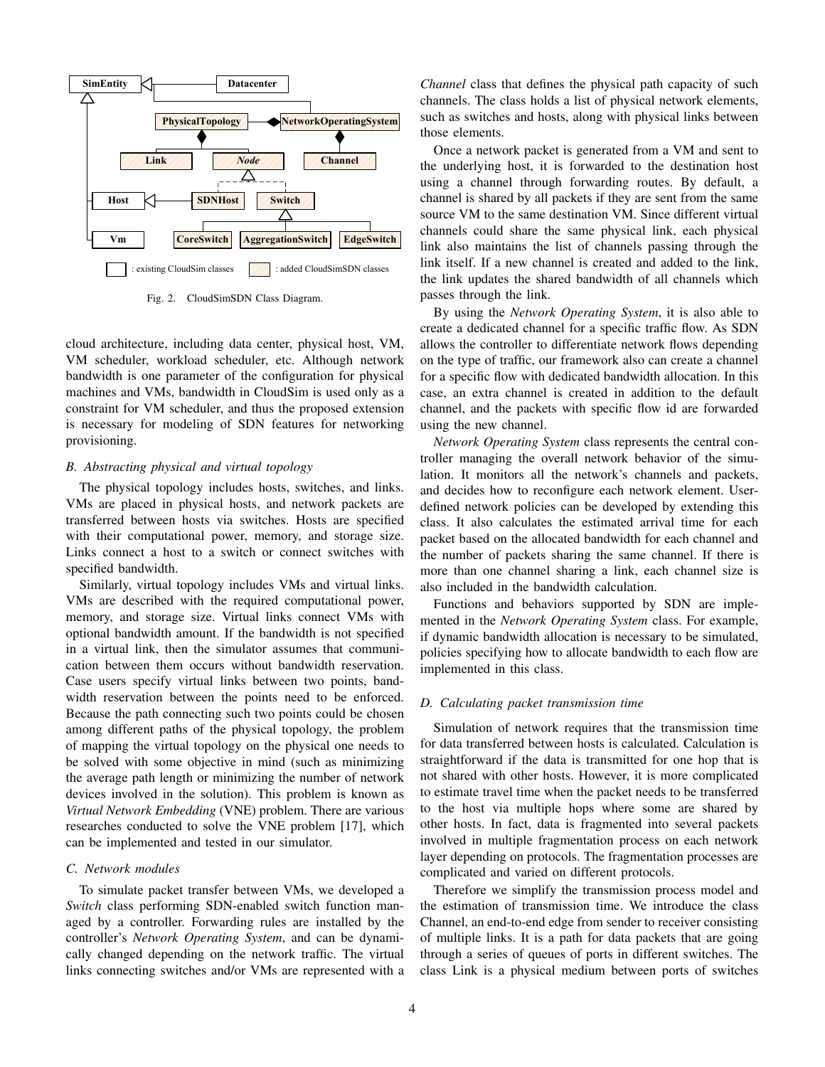SimEntity

Datacenter

PhysicalTopology

NetworkOperatingSystem

Link

Node

Channel

Host

SDNHost

Switch

Vm

CoreSwitch

AggregationSwitch

EdgeSwitch

: existing CloudSim classes

: added CloudSimSDN classes

Fig. 2. CloudSimSDN Class Diagram.

cloud architecture, including data center, physical host, VM, VM scheduler, workload scheduler, etc. Although network bandwidth is one parameter of the configuration for physical machines and VMs, bandwidth in CloudSim is used only as a constraint for VM scheduler, and thus the proposed extension is necessary for modeling of SDN features for networking provisioning.

### B. Abstracting physical and virtual topology

The physical topology includes hosts, switches, and links. VMs are placed in physical hosts, and network packets are transferred between hosts via switches. Hosts are specified with their computational power, memory, and storage size. Links connect a host to a switch or connect switches with specified bandwidth.

Similarly, virtual topology includes VMs and virtual links. VMs are described with the required computational power, memory, and storage size. Virtual links connect VMs with optional bandwidth amount. If the bandwidth is not specified in a virtual link, then the simulator assumes that communication between them occurs without bandwidth reservation. Case users specify virtual links between two points, bandwidth reservation between the points need to be enforced. Because the path connecting such two points could be chosen among different paths of the physical topology, the problem of mapping the virtual topology on the physical one needs to be solved with some objective in mind (such as minimizing the average path length or minimizing the number of network devices involved in the solution). This problem is known as *Virtual Network Embedding* (VNE) problem. There are various researches conducted to solve the VNE problem [17], which can be implemented and tested in our simulator.

### C. Network modules

To simulate packet transfer between VMs, we developed a *Switch* class performing SDN-enabled switch function managed by a controller. Forwarding rules are installed by the controller's *Network Operating System*, and can be dynamically changed depending on the network traffic. The virtual links connecting switches and/or VMs are represented with a *Channel* class that defines the physical path capacity of such channels. The class holds a list of physical network elements, such as switches and hosts, along with physical links between those elements.

Once a network packet is generated from a VM and sent to the underlying host, it is forwarded to the destination host using a channel through forwarding routes. By default, a channel is shared by all packets if they are sent from the same source VM to the same destination VM. Since different virtual channels could share the same physical link, each physical link also maintains the list of channels passing through the link itself. If a new channel is created and added to the link, the link updates the shared bandwidth of all channels which passes through the link.

By using the *Network Operating System*, it is also able to create a dedicated channel for a specific traffic flow. As SDN allows the controller to differentiate network flows depending on the type of traffic, our framework also can create a channel for a specific flow with dedicated bandwidth allocation. In this case, an extra channel is created in addition to the default channel, and the packets with specific flow id are forwarded using the new channel.

*Network Operating System* class represents the central controller managing the overall network behavior of the simulation. It monitors all the network's channels and packets, and decides how to reconfigure each network element. User-defined network policies can be developed by extending this class. It also calculates the estimated arrival time for each packet based on the allocated bandwidth for each channel and the number of packets sharing the same channel. If there is more than one channel sharing a link, each channel size is also included in the bandwidth calculation.

Functions and behaviors supported by SDN are implemented in the *Network Operating System* class. For example, if dynamic bandwidth allocation is necessary to be simulated, policies specifying how to allocate bandwidth to each flow are implemented in this class.

### D. Calculating packet transmission time

Simulation of network requires that the transmission time for data transferred between hosts is calculated. Calculation is straightforward if the data is transmitted for one hop that is not shared with other hosts. However, it is more complicated to estimate travel time when the packet needs to be transferred to the host via multiple hops where some are shared by other hosts. In fact, data is fragmented into several packets involved in multiple fragmentation process on each network layer depending on protocols. The fragmentation processes are complicated and varied on different protocols.

Therefore we simplify the transmission process model and the estimation of transmission time. We introduce the class Channel, an end-to-end edge from sender to receiver consisting of multiple links. It is a path for data packets that are going through a series of queues of ports in different switches. The class Link is a physical medium between ports of switches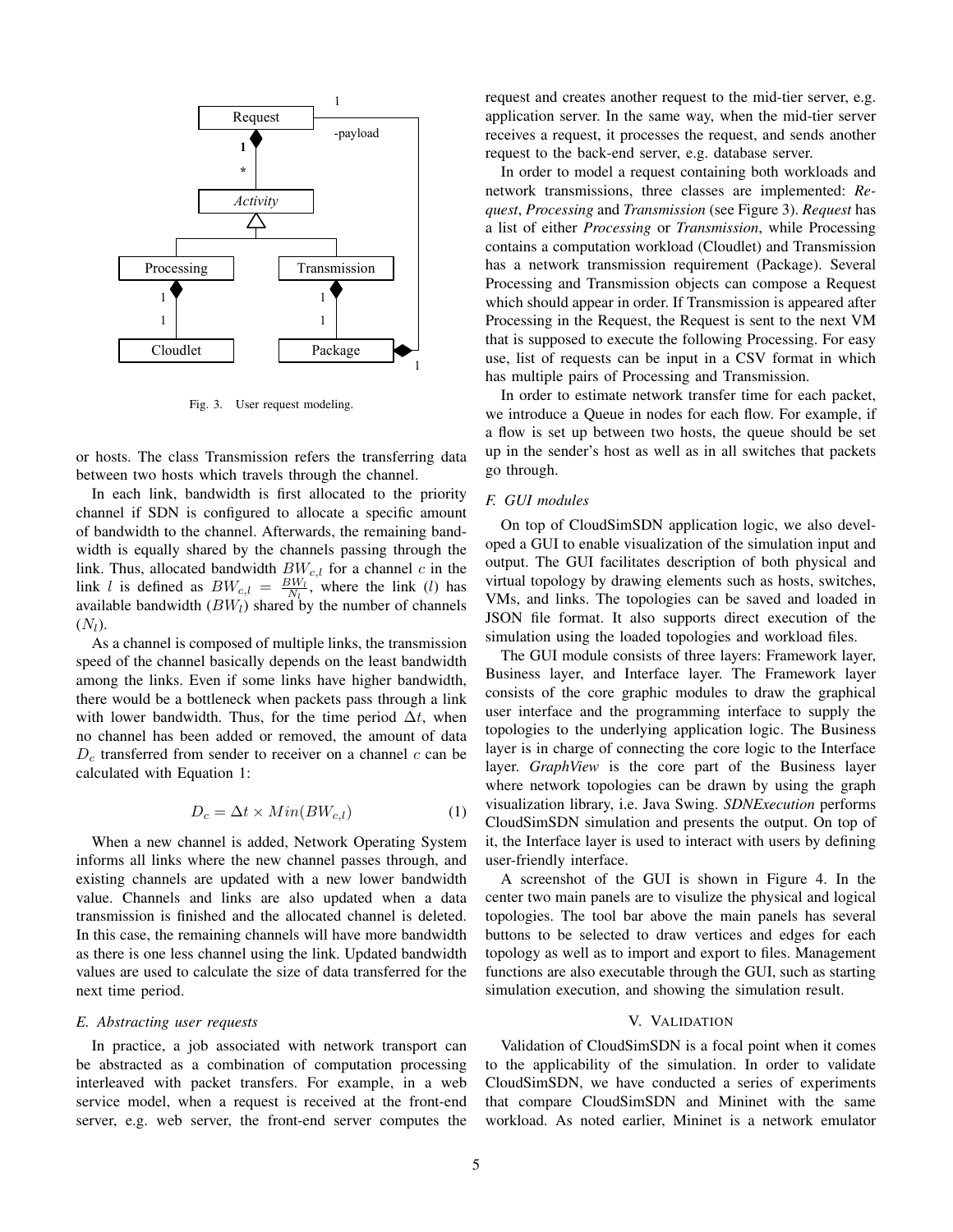1

Request

-payload

1

*

Activity

Processing

Transmission

1

1

1

1

Cloudlet

Package

1

Fig. 3. User request modeling.

or hosts. The class Transmission refers the transferring data between two hosts which travels through the channel.

In each link, bandwidth is first allocated to the priority channel if SDN is configured to allocate a specific amount of bandwidth to the channel. Afterwards, the remaining bandwidth is equally shared by the channels passing through the link. Thus, allocated bandwidth $BW_{c,l}$ for a channel $c$ in the link $l$ is defined as $BW_{c,l} = \frac{BW_l}{N_l}$, where the link ($l$) has available bandwidth ($BW_l$) shared by the number of channels ($N_l$).

As a channel is composed of multiple links, the transmission speed of the channel basically depends on the least bandwidth among the links. Even if some links have higher bandwidth, there would be a bottleneck when packets pass through a link with lower bandwidth. Thus, for the time period $\Delta t$, when no channel has been added or removed, the amount of data $D_c$ transferred from sender to receiver on a channel $c$ can be calculated with Equation 1:

$$D_c = \Delta t \times Min(BW_{c,l}) \tag{1}$$

When a new channel is added, Network Operating System informs all links where the new channel passes through, and existing channels are updated with a new lower bandwidth value. Channels and links are also updated when a data transmission is finished and the allocated channel is deleted. In this case, the remaining channels will have more bandwidth as there is one less channel using the link. Updated bandwidth values are used to calculate the size of data transferred for the next time period.

### E. Abstracting user requests

In practice, a job associated with network transport can be abstracted as a combination of computation processing interleaved with packet transfers. For example, in a web service model, when a request is received at the front-end server, e.g. web server, the front-end server computes the request and creates another request to the mid-tier server, e.g. application server. In the same way, when the mid-tier server receives a request, it processes the request, and sends another request to the back-end server, e.g. database server.

In order to model a request containing both workloads and network transmissions, three classes are implemented: *Request*, *Processing* and *Transmission* (see Figure 3). *Request* has a list of either *Processing* or *Transmission*, while Processing contains a computation workload (Cloudlet) and Transmission has a network transmission requirement (Package). Several Processing and Transmission objects can compose a Request which should appear in order. If Transmission is appeared after Processing in the Request, the Request is sent to the next VM that is supposed to execute the following Processing. For easy use, list of requests can be input in a CSV format in which has multiple pairs of Processing and Transmission.

In order to estimate network transfer time for each packet, we introduce a Queue in nodes for each flow. For example, if a flow is set up between two hosts, the queue should be set up in the sender's host as well as in all switches that packets go through.

### F. GUI modules

On top of CloudSimSDN application logic, we also developed a GUI to enable visualization of the simulation input and output. The GUI facilitates description of both physical and virtual topology by drawing elements such as hosts, switches, VMs, and links. The topologies can be saved and loaded in JSON file format. It also supports direct execution of the simulation using the loaded topologies and workload files.

The GUI module consists of three layers: Framework layer, Business layer, and Interface layer. The Framework layer consists of the core graphic modules to draw the graphical user interface and the programming interface to supply the topologies to the underlying application logic. The Business layer is in charge of connecting the core logic to the Interface layer. *GraphView* is the core part of the Business layer where network topologies can be drawn by using the graph visualization library, i.e. Java Swing. *SDNExecution* performs CloudSimSDN simulation and presents the output. On top of it, the Interface layer is used to interact with users by defining user-friendly interface.

A screenshot of the GUI is shown in Figure 4. In the center two main panels are to visulize the physical and logical topologies. The tool bar above the main panels has several buttons to be selected to draw vertices and edges for each topology as well as to import and export to files. Management functions are also executable through the GUI, such as starting simulation execution, and showing the simulation result.

## V. Validation

Validation of CloudSimSDN is a focal point when it comes to the applicability of the simulation. In order to validate CloudSimSDN, we have conducted a series of experiments that compare CloudSimSDN and Mininet with the same workload. As noted earlier, Mininet is a network emulator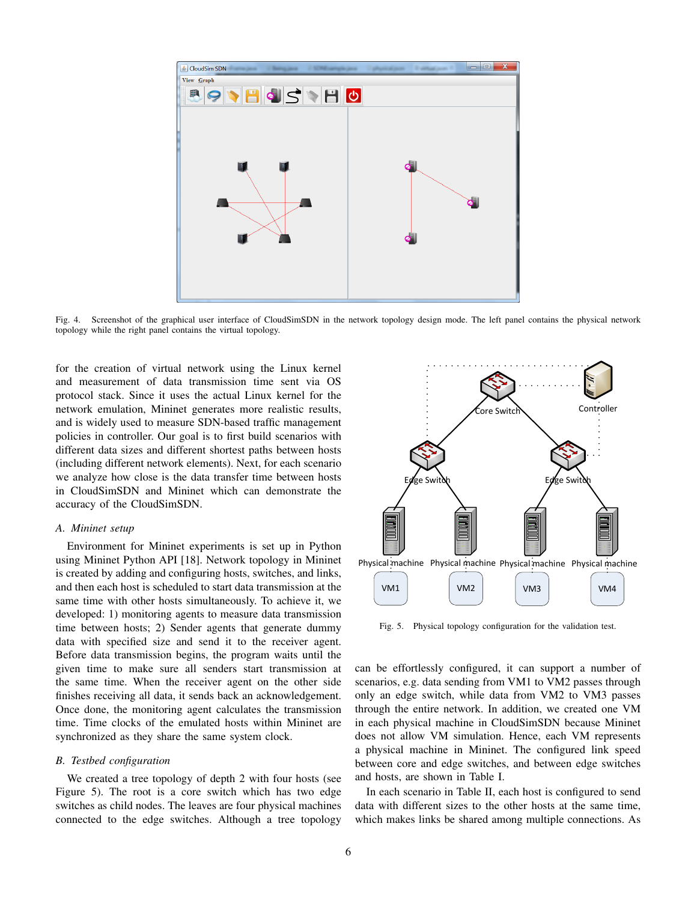Fig. 4. Screenshot of the graphical user interface of CloudSimSDN in the network topology design mode. The left panel contains the physical network topology while the right panel contains the virtual topology.

for the creation of virtual network using the Linux kernel and measurement of data transmission time sent via OS protocol stack. Since it uses the actual Linux kernel for the network emulation, Mininet generates more realistic results, and is widely used to measure SDN-based traffic management policies in controller. Our goal is to first build scenarios with different data sizes and different shortest paths between hosts (including different network elements). Next, for each scenario we analyze how close is the data transfer time between hosts in CloudSimSDN and Mininet which can demonstrate the accuracy of the CloudSimSDN.

### *A. Mininet setup*

Environment for Mininet experiments is set up in Python using Mininet Python API [18]. Network topology in Mininet is created by adding and configuring hosts, switches, and links, and then each host is scheduled to start data transmission at the same time with other hosts simultaneously. To achieve it, we developed: 1) monitoring agents to measure data transmission time between hosts; 2) Sender agents that generate dummy data with specified size and send it to the receiver agent. Before data transmission begins, the program waits until the given time to make sure all senders start transmission at the same time. When the receiver agent on the other side finishes receiving all data, it sends back an acknowledgement. Once done, the monitoring agent calculates the transmission time. Time clocks of the emulated hosts within Mininet are synchronized as they share the same system clock.

### *B. Testbed configuration*

We created a tree topology of depth 2 with four hosts (see Figure 5). The root is a core switch which has two edge switches as child nodes. The leaves are four physical machines connected to the edge switches. Although a tree topology can be effortlessly configured, it can support a number of scenarios, e.g. data sending from VM1 to VM2 passes through only an edge switch, while data from VM2 to VM3 passes through the entire network. In addition, we created one VM in each physical machine in CloudSimSDN because Mininet does not allow VM simulation. Hence, each VM represents a physical machine in Mininet. The configured link speed between core and edge switches, and between edge switches and hosts, are shown in Table I.

Fig. 5. Physical topology configuration for the validation test.

In each scenario in Table II, each host is configured to send data with different sizes to the other hosts at the same time, which makes links be shared among multiple connections. As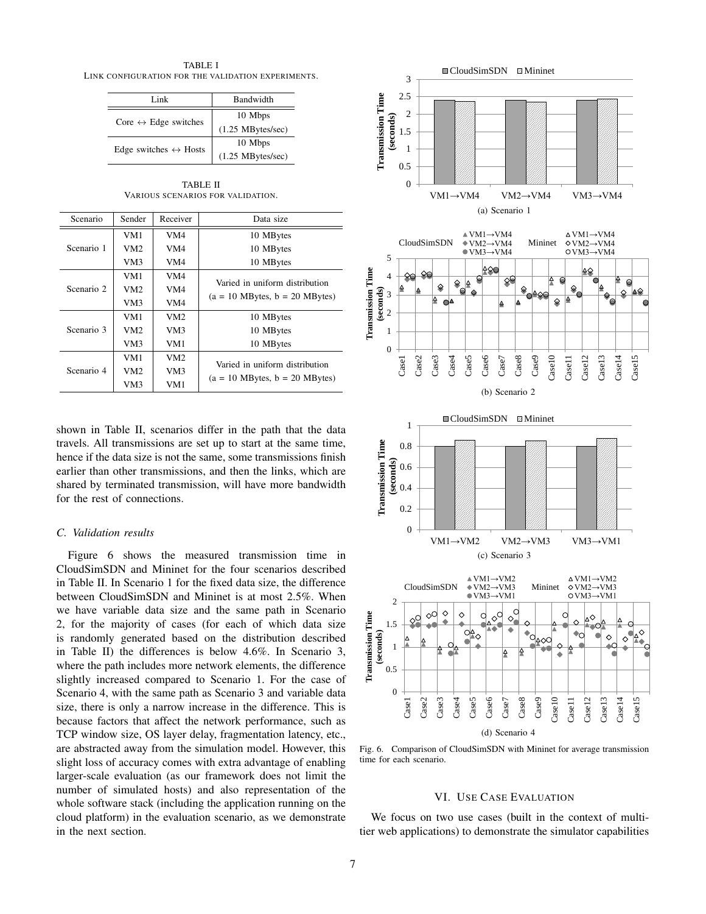TABLE I
LINK CONFIGURATION FOR THE VALIDATION EXPERIMENTS.

| Link | Bandwidth |
|---|---|
| Core ↔ Edge switches | 10 Mbps (1.25 MBytes/sec) |
| Edge switches ↔ Hosts | 10 Mbps (1.25 MBytes/sec) |

TABLE II
VARIOUS SCENARIOS FOR VALIDATION.

| Scenario | Sender | Receiver | Data size |
|---|---|---|---|
| Scenario 1 | VM1 | VM4 | 10 MBytes |
| | VM2 | VM4 | 10 MBytes |
| | VM3 | VM4 | 10 MBytes |
| Scenario 2 | VM1 | VM4 | Varied in uniform distribution (a = 10 MBytes, b = 20 MBytes) |
| | VM2 | VM4 | |
| | VM3 | VM4 | |
| Scenario 3 | VM1 | VM2 | 10 MBytes |
| | VM2 | VM3 | 10 MBytes |
| | VM3 | VM1 | 10 MBytes |
| Scenario 4 | VM1 | VM2 | Varied in uniform distribution (a = 10 MBytes, b = 20 MBytes) |
| | VM2 | VM3 | |
| | VM3 | VM1 | |

shown in Table II, scenarios differ in the path that the data travels. All transmissions are set up to start at the same time, hence if the data size is not the same, some transmissions finish earlier than other transmissions, and then the links, which are shared by terminated transmission, will have more bandwidth for the rest of connections.

### *C. Validation results*

Figure 6 shows the measured transmission time in CloudSimSDN and Mininet for the four scenarios described in Table II. In Scenario 1 for the fixed data size, the difference between CloudSimSDN and Mininet is at most 2.5%. When we have variable data size and the same path in Scenario 2, for the majority of cases (for each of which data size is randomly generated based on the distribution described in Table II) the differences is below 4.6%. In Scenario 3, where the path includes more network elements, the difference slightly increased compared to Scenario 1. For the case of Scenario 4, with the same path as Scenario 3 and variable data size, there is only a narrow increase in the difference. This is because factors that affect the network performance, such as TCP window size, OS layer delay, fragmentation latency, etc., are abstracted away from the simulation model. However, this slight loss of accuracy comes with extra advantage of enabling larger-scale evaluation (as our framework does not limit the number of simulated hosts) and also representation of the whole software stack (including the application running on the cloud platform) in the evaluation scenario, as we demonstrate in the next section.

(a) Scenario 1

(b) Scenario 2

(c) Scenario 3

(d) Scenario 4

Fig. 6. Comparison of CloudSimSDN with Mininet for average transmission time for each scenario.

## VI. USE CASE EVALUATION

We focus on two use cases (built in the context of multi-tier web applications) to demonstrate the simulator capabilities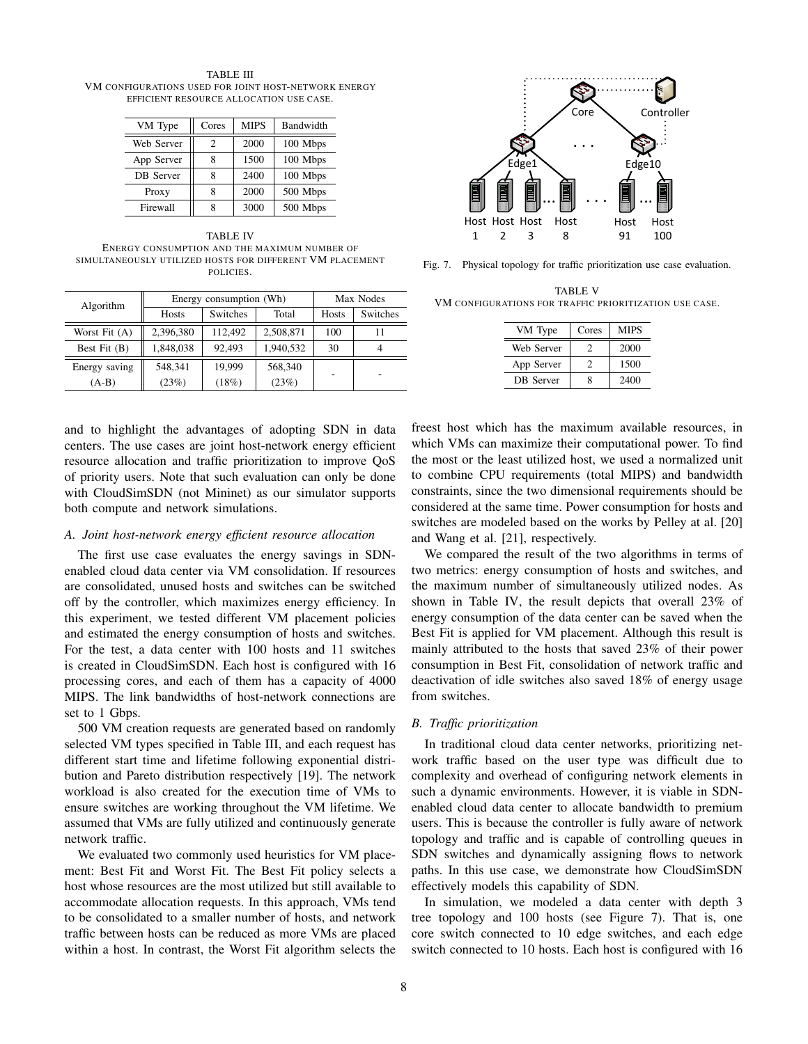TABLE III
VM CONFIGURATIONS USED FOR JOINT HOST-NETWORK ENERGY EFFICIENT RESOURCE ALLOCATION USE CASE.

| VM Type | Cores | MIPS | Bandwidth |
|---|---|---|---|
| Web Server | 2 | 2000 | 100 Mbps |
| App Server | 8 | 1500 | 100 Mbps |
| DB Server | 8 | 2400 | 100 Mbps |
| Proxy | 8 | 2000 | 500 Mbps |
| Firewall | 8 | 3000 | 500 Mbps |

TABLE IV
ENERGY CONSUMPTION AND THE MAXIMUM NUMBER OF SIMULTANEOUSLY UTILIZED HOSTS FOR DIFFERENT VM PLACEMENT POLICIES.

| Algorithm | Energy consumption (Wh) | | | Max Nodes | |
|---|---|---|---|---|---|
| | Hosts | Switches | Total | Hosts | Switches |
| Worst Fit (A) | 2,396,380 | 112,492 | 2,508,871 | 100 | 11 |
| Best Fit (B) | 1,848,038 | 92,493 | 1,940,532 | 30 | 4 |
| Energy saving (A-B) | 548,341 (23%) | 19,999 (18%) | 568,340 (23%) | - | - |

and to highlight the advantages of adopting SDN in data centers. The use cases are joint host-network energy efficient resource allocation and traffic prioritization to improve QoS of priority users. Note that such evaluation can only be done with CloudSimSDN (not Mininet) as our simulator supports both compute and network simulations.

### *A. Joint host-network energy efficient resource allocation*

The first use case evaluates the energy savings in SDN-enabled cloud data center via VM consolidation. If resources are consolidated, unused hosts and switches can be switched off by the controller, which maximizes energy efficiency. In this experiment, we tested different VM placement policies and estimated the energy consumption of hosts and switches. For the test, a data center with 100 hosts and 11 switches is created in CloudSimSDN. Each host is configured with 16 processing cores, and each of them has a capacity of 4000 MIPS. The link bandwidths of host-network connections are set to 1 Gbps.

500 VM creation requests are generated based on randomly selected VM types specified in Table III, and each request has different start time and lifetime following exponential distribution and Pareto distribution respectively [19]. The network workload is also created for the execution time of VMs to ensure switches are working throughout the VM lifetime. We assumed that VMs are fully utilized and continuously generate network traffic.

We evaluated two commonly used heuristics for VM placement: Best Fit and Worst Fit. The Best Fit policy selects a host whose resources are the most utilized but still available to accommodate allocation requests. In this approach, VMs tend to be consolidated to a smaller number of hosts, and network traffic between hosts can be reduced as more VMs are placed within a host. In contrast, the Worst Fit algorithm selects the freest host which has the maximum available resources, in which VMs can maximize their computational power. To find the most or the least utilized host, we used a normalized unit to combine CPU requirements (total MIPS) and bandwidth constraints, since the two dimensional requirements should be considered at the same time. Power consumption for hosts and switches are modeled based on the works by Pelley at al. [20] and Wang et al. [21], respectively.

We compared the result of the two algorithms in terms of two metrics: energy consumption of hosts and switches, and the maximum number of simultaneously utilized nodes. As shown in Table IV, the result depicts that overall 23% of energy consumption of the data center can be saved when the Best Fit is applied for VM placement. Although this result is mainly attributed to the hosts that saved 23% of their power consumption in Best Fit, consolidation of network traffic and deactivation of idle switches also saved 18% of energy usage from switches.

Fig. 7. Physical topology for traffic prioritization use case evaluation.

TABLE V
VM CONFIGURATIONS FOR TRAFFIC PRIORITIZATION USE CASE.

| VM Type | Cores | MIPS |
|---|---|---|
| Web Server | 2 | 2000 |
| App Server | 2 | 1500 |
| DB Server | 8 | 2400 |

### *B. Traffic prioritization*

In traditional cloud data center networks, prioritizing network traffic based on the user type was difficult due to complexity and overhead of configuring network elements in such a dynamic environments. However, it is viable in SDN-enabled cloud data center to allocate bandwidth to premium users. This is because the controller is fully aware of network topology and traffic and is capable of controlling queues in SDN switches and dynamically assigning flows to network paths. In this use case, we demonstrate how CloudSimSDN effectively models this capability of SDN.

In simulation, we modeled a data center with depth 3 tree topology and 100 hosts (see Figure 7). That is, one core switch connected to 10 edge switches, and each edge switch connected to 10 hosts. Each host is configured with 16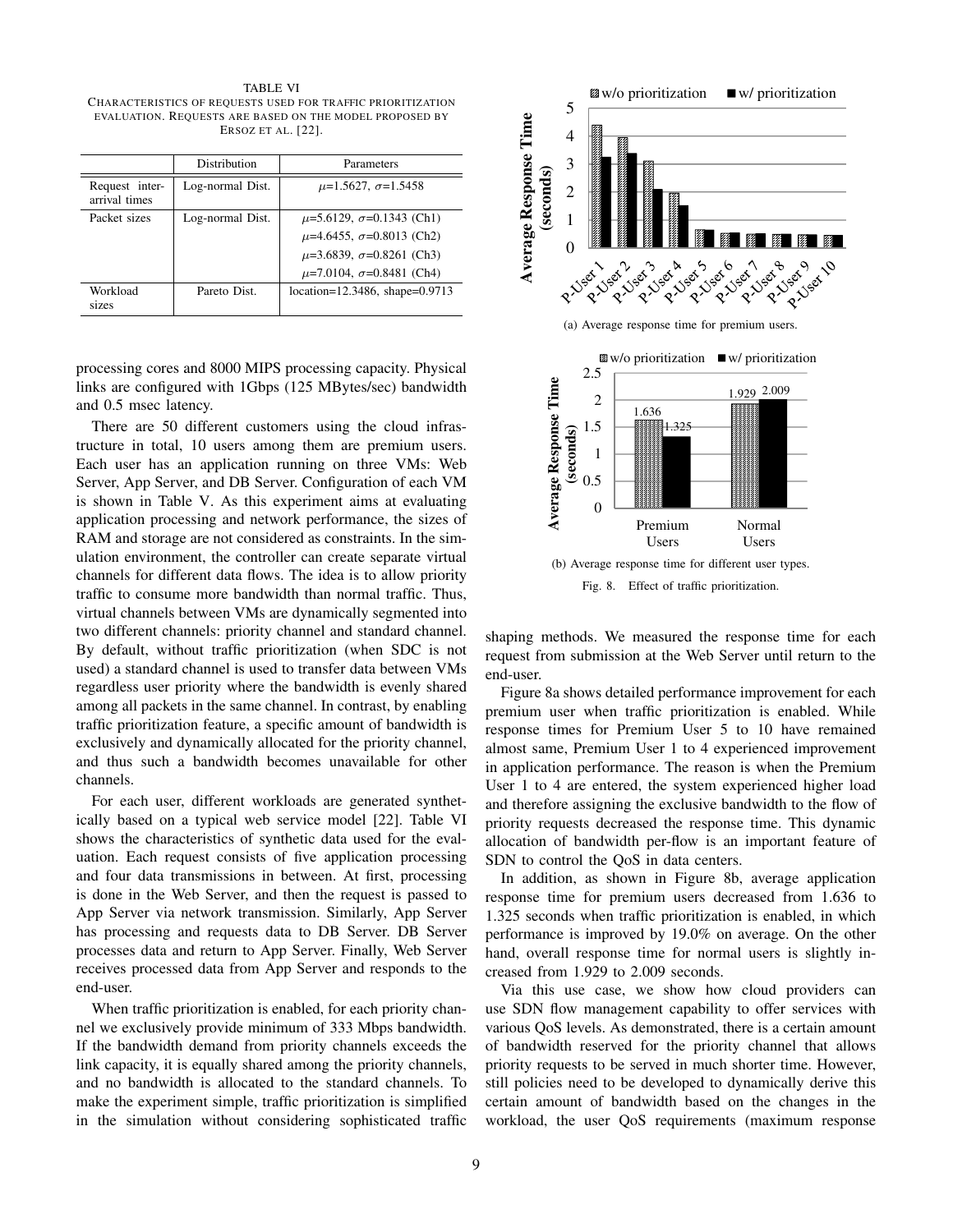TABLE VI
CHARACTERISTICS OF REQUESTS USED FOR TRAFFIC PRIORITIZATION EVALUATION. REQUESTS ARE BASED ON THE MODEL PROPOSED BY ERSOZ ET AL. [22].

| | Distribution | Parameters |
|---|---|---|
| Request inter-arrival times | Log-normal Dist. | $\mu$=1.5627, $\sigma$=1.5458 |
| Packet sizes | Log-normal Dist. | $\mu$=5.6129, $\sigma$=0.1343 (Ch1)<br>$\mu$=4.6455, $\sigma$=0.8013 (Ch2)<br>$\mu$=3.6839, $\sigma$=0.8261 (Ch3)<br>$\mu$=7.0104, $\sigma$=0.8481 (Ch4) |
| Workload sizes | Pareto Dist. | location=12.3486, shape=0.9713 |

processing cores and 8000 MIPS processing capacity. Physical links are configured with 1Gbps (125 MBytes/sec) bandwidth and 0.5 msec latency.

There are 50 different customers using the cloud infrastructure in total, 10 users among them are premium users. Each user has an application running on three VMs: Web Server, App Server, and DB Server. Configuration of each VM is shown in Table V. As this experiment aims at evaluating application processing and network performance, the sizes of RAM and storage are not considered as constraints. In the simulation environment, the controller can create separate virtual channels for different data flows. The idea is to allow priority traffic to consume more bandwidth than normal traffic. Thus, virtual channels between VMs are dynamically segmented into two different channels: priority channel and standard channel. By default, without traffic prioritization (when SDC is not used) a standard channel is used to transfer data between VMs regardless user priority where the bandwidth is evenly shared among all packets in the same channel. In contrast, by enabling traffic prioritization feature, a specific amount of bandwidth is exclusively and dynamically allocated for the priority channel, and thus such a bandwidth becomes unavailable for other channels.

For each user, different workloads are generated synthetically based on a typical web service model [22]. Table VI shows the characteristics of synthetic data used for the evaluation. Each request consists of five application processing and four data transmissions in between. At first, processing is done in the Web Server, and then the request is passed to App Server via network transmission. Similarly, App Server has processing and requests data to DB Server. DB Server processes data and return to App Server. Finally, Web Server receives processed data from App Server and responds to the end-user.

When traffic prioritization is enabled, for each priority channel we exclusively provide minimum of 333 Mbps bandwidth. If the bandwidth demand from priority channels exceeds the link capacity, it is equally shared among the priority channels, and no bandwidth is allocated to the standard channels. To make the experiment simple, traffic prioritization is simplified in the simulation without considering sophisticated traffic shaping methods. We measured the response time for each request from submission at the Web Server until return to the end-user.

w/o prioritization
w/ prioritization
Average Response Time (seconds)
0
1
2
3
4
5
P-User 1
P-User 2
P-User 3
P-User 4
P-User 5
P-User 6
P-User 7
P-User 8
P-User 9
P-User 10

(a) Average response time for premium users.

w/o prioritization
w/ prioritization
Average Response Time (seconds)
0
0.5
1
1.5
2
2.5
1.636
1.325
1.929
2.009
Premium Users
Normal Users

(b) Average response time for different user types.

Fig. 8. Effect of traffic prioritization.

Figure 8a shows detailed performance improvement for each premium user when traffic prioritization is enabled. While response times for Premium User 5 to 10 have remained almost same, Premium User 1 to 4 experienced improvement in application performance. The reason is when the Premium User 1 to 4 are entered, the system experienced higher load and therefore assigning the exclusive bandwidth to the flow of priority requests decreased the response time. This dynamic allocation of bandwidth per-flow is an important feature of SDN to control the QoS in data centers.

In addition, as shown in Figure 8b, average application response time for premium users decreased from 1.636 to 1.325 seconds when traffic prioritization is enabled, in which performance is improved by 19.0% on average. On the other hand, overall response time for normal users is slightly increased from 1.929 to 2.009 seconds.

Via this use case, we show how cloud providers can use SDN flow management capability to offer services with various QoS levels. As demonstrated, there is a certain amount of bandwidth reserved for the priority channel that allows priority requests to be served in much shorter time. However, still policies need to be developed to dynamically derive this certain amount of bandwidth based on the changes in the workload, the user QoS requirements (maximum response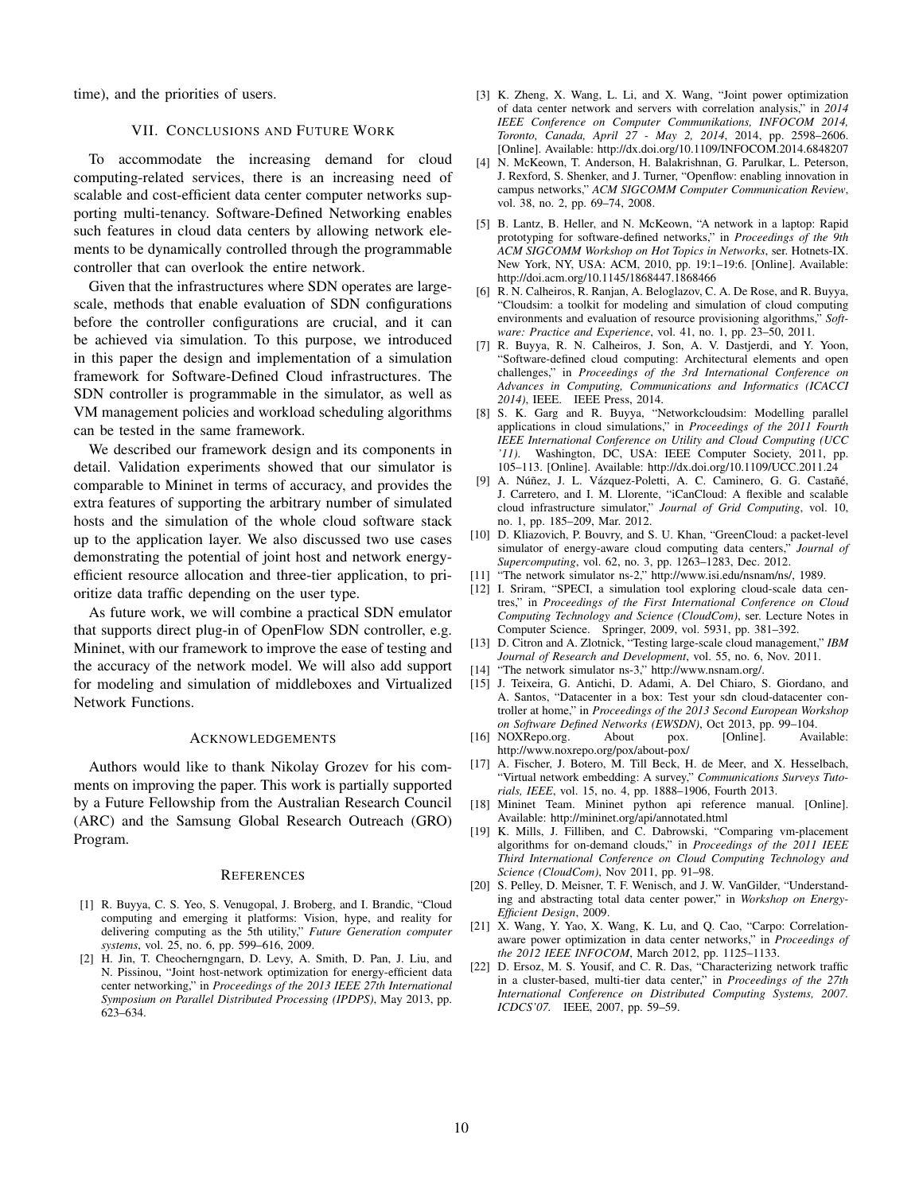time), and the priorities of users.

## VII. Conclusions and Future Work

To accommodate the increasing demand for cloud computing-related services, there is an increasing need of scalable and cost-efficient data center computer networks supporting multi-tenancy. Software-Defined Networking enables such features in cloud data centers by allowing network elements to be dynamically controlled through the programmable controller that can overlook the entire network.

Given that the infrastructures where SDN operates are large-scale, methods that enable evaluation of SDN configurations before the controller configurations are crucial, and it can be achieved via simulation. To this purpose, we introduced in this paper the design and implementation of a simulation framework for Software-Defined Cloud infrastructures. The SDN controller is programmable in the simulator, as well as VM management policies and workload scheduling algorithms can be tested in the same framework.

We described our framework design and its components in detail. Validation experiments showed that our simulator is comparable to Mininet in terms of accuracy, and provides the extra features of supporting the arbitrary number of simulated hosts and the simulation of the whole cloud software stack up to the application layer. We also discussed two use cases demonstrating the potential of joint host and network energy-efficient resource allocation and three-tier application, to prioritize data traffic depending on the user type.

As future work, we will combine a practical SDN emulator that supports direct plug-in of OpenFlow SDN controller, e.g. Mininet, with our framework to improve the ease of testing and the accuracy of the network model. We will also add support for modeling and simulation of middleboxes and Virtualized Network Functions.

## Acknowledgements

Authors would like to thank Nikolay Grozev for his comments on improving the paper. This work is partially supported by a Future Fellowship from the Australian Research Council (ARC) and the Samsung Global Research Outreach (GRO) Program.

## References

[1] R. Buyya, C. S. Yeo, S. Venugopal, J. Broberg, and I. Brandic, "Cloud computing and emerging it platforms: Vision, hype, and reality for delivering computing as the 5th utility," *Future Generation computer systems*, vol. 25, no. 6, pp. 599–616, 2009.

[2] H. Jin, T. Cheocherngngarn, D. Levy, A. Smith, D. Pan, J. Liu, and N. Pissinou, "Joint host-network optimization for energy-efficient data center networking," in *Proceedings of the 2013 IEEE 27th International Symposium on Parallel Distributed Processing (IPDPS)*, May 2013, pp. 623–634.

[3] K. Zheng, X. Wang, L. Li, and X. Wang, "Joint power optimization of data center network and servers with correlation analysis," in *2014 IEEE Conference on Computer Communikations, INFOCOM 2014, Toronto, Canada, April 27 - May 2, 2014*, 2014, pp. 2598–2606. [Online]. Available: http://dx.doi.org/10.1109/INFOCOM.2014.6848207

[4] N. McKeown, T. Anderson, H. Balakrishnan, G. Parulkar, L. Peterson, J. Rexford, S. Shenker, and J. Turner, "Openflow: enabling innovation in campus networks," *ACM SIGCOMM Computer Communication Review*, vol. 38, no. 2, pp. 69–74, 2008.

[5] B. Lantz, B. Heller, and N. McKeown, "A network in a laptop: Rapid prototyping for software-defined networks," in *Proceedings of the 9th ACM SIGCOMM Workshop on Hot Topics in Networks*, ser. Hotnets-IX. New York, NY, USA: ACM, 2010, pp. 19:1–19:6. [Online]. Available: http://doi.acm.org/10.1145/1868447.1868466

[6] R. N. Calheiros, R. Ranjan, A. Beloglazov, C. A. De Rose, and R. Buyya, "Cloudsim: a toolkit for modeling and simulation of cloud computing environments and evaluation of resource provisioning algorithms," *Software: Practice and Experience*, vol. 41, no. 1, pp. 23–50, 2011.

[7] R. Buyya, R. N. Calheiros, J. Son, A. V. Dastjerdi, and Y. Yoon, "Software-defined cloud computing: Architectural elements and open challenges," in *Proceedings of the 3rd International Conference on Advances in Computing, Communications and Informatics (ICACCI 2014)*, IEEE. IEEE Press, 2014.

[8] S. K. Garg and R. Buyya, "Networkcloudsim: Modelling parallel applications in cloud simulations," in *Proceedings of the 2011 Fourth IEEE International Conference on Utility and Cloud Computing (UCC '11)*. Washington, DC, USA: IEEE Computer Society, 2011, pp. 105–113. [Online]. Available: http://dx.doi.org/10.1109/UCC.2011.24

[9] A. Núñez, J. L. Vázquez-Poletti, A. C. Caminero, G. G. Castañé, J. Carretero, and I. M. Llorente, "iCanCloud: A flexible and scalable cloud infrastructure simulator," *Journal of Grid Computing*, vol. 10, no. 1, pp. 185–209, Mar. 2012.

[10] D. Kliazovich, P. Bouvry, and S. U. Khan, "GreenCloud: a packet-level simulator of energy-aware cloud computing data centers," *Journal of Supercomputing*, vol. 62, no. 3, pp. 1263–1283, Dec. 2012.

[11] "The network simulator ns-2," http://www.isi.edu/nsnam/ns/, 1989.

[12] I. Sriram, "SPECI, a simulation tool exploring cloud-scale data centres," in *Proceedings of the First International Conference on Cloud Computing Technology and Science (CloudCom)*, ser. Lecture Notes in Computer Science. Springer, 2009, vol. 5931, pp. 381–392.

[13] D. Citron and A. Zlotnick, "Testing large-scale cloud management," *IBM Journal of Research and Development*, vol. 55, no. 6, Nov. 2011.

[14] "The network simulator ns-3," http://www.nsnam.org/.

[15] J. Teixeira, G. Antichi, D. Adami, A. Del Chiaro, S. Giordano, and A. Santos, "Datacenter in a box: Test your sdn cloud-datacenter controller at home," in *Proceedings of the 2013 Second European Workshop on Software Defined Networks (EWSDN)*, Oct 2013, pp. 99–104.

[16] NOXRepo.org. About pox. [Online]. Available: http://www.noxrepo.org/pox/about-pox/

[17] A. Fischer, J. Botero, M. Till Beck, H. de Meer, and X. Hesselbach, "Virtual network embedding: A survey," *Communications Surveys Tutorials, IEEE*, vol. 15, no. 4, pp. 1888–1906, Fourth 2013.

[18] Mininet Team. Mininet python api reference manual. [Online]. Available: http://mininet.org/api/annotated.html

[19] K. Mills, J. Filliben, and C. Dabrowski, "Comparing vm-placement algorithms for on-demand clouds," in *Proceedings of the 2011 IEEE Third International Conference on Cloud Computing Technology and Science (CloudCom)*, Nov 2011, pp. 91–98.

[20] S. Pelley, D. Meisner, T. F. Wenisch, and J. W. VanGilder, "Understanding and abstracting total data center power," in *Workshop on Energy-Efficient Design*, 2009.

[21] X. Wang, Y. Yao, X. Wang, K. Lu, and Q. Cao, "Carpo: Correlation-aware power optimization in data center networks," in *Proceedings of the 2012 IEEE INFOCOM*, March 2012, pp. 1125–1133.

[22] D. Ersoz, M. S. Yousif, and C. R. Das, "Characterizing network traffic in a cluster-based, multi-tier data center," in *Proceedings of the 27th International Conference on Distributed Computing Systems, 2007. ICDCS'07.* IEEE, 2007, pp. 59–59.